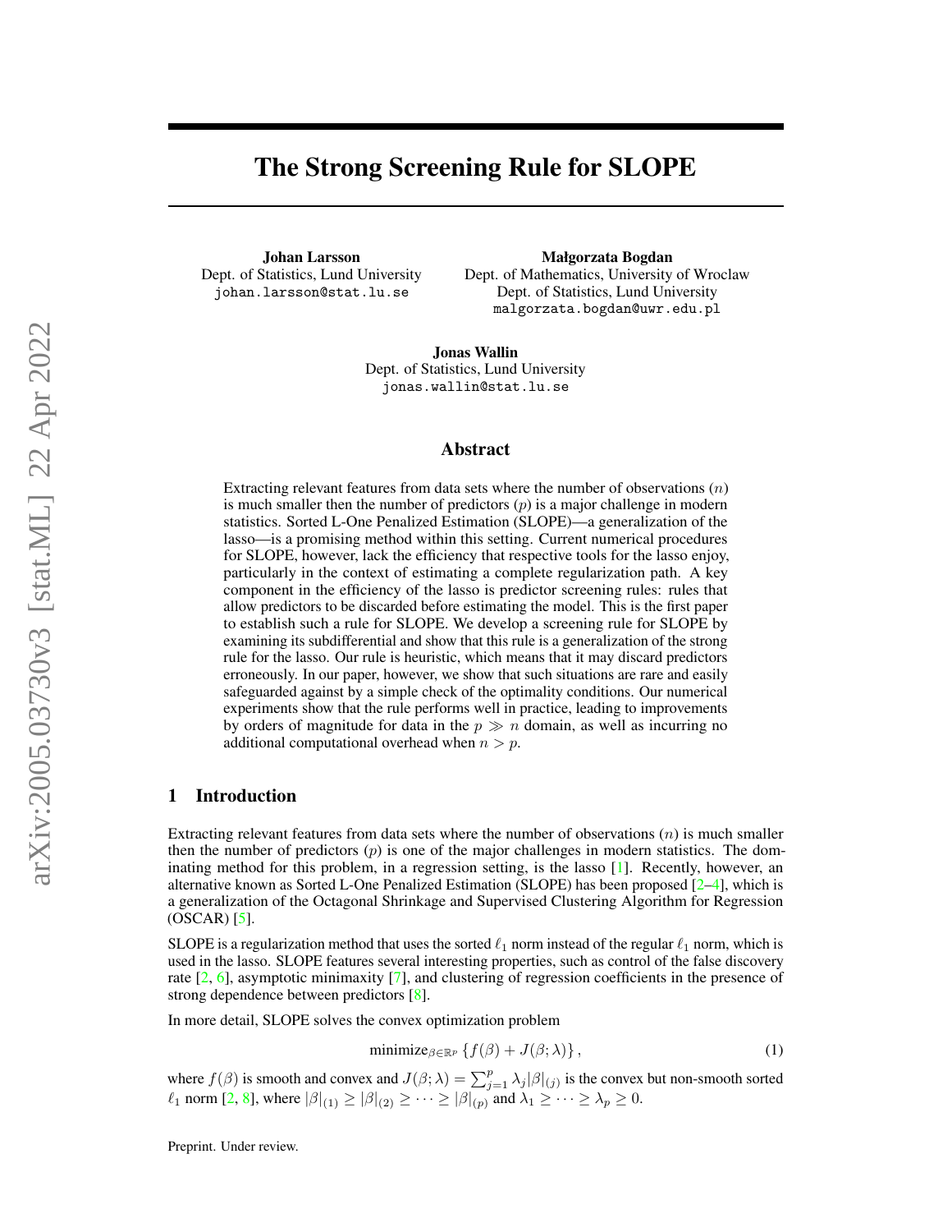# The Strong Screening Rule for SLOPE

**Johan Larsson**
Dept. of Statistics, Lund University
johan.larsson@stat.lu.se

**Małgorzata Bogdan**
Dept. of Mathematics, University of Wroclaw
Dept. of Statistics, Lund University
malgorzata.bogdan@uwr.edu.pl

**Jonas Wallin**
Dept. of Statistics, Lund University
jonas.wallin@stat.lu.se

## Abstract

Extracting relevant features from data sets where the number of observations ($n$) is much smaller then the number of predictors ($p$) is a major challenge in modern statistics. Sorted L-One Penalized Estimation (SLOPE)—a generalization of the lasso—is a promising method within this setting. Current numerical procedures for SLOPE, however, lack the efficiency that respective tools for the lasso enjoy, particularly in the context of estimating a complete regularization path. A key component in the efficiency of the lasso is predictor screening rules: rules that allow predictors to be discarded before estimating the model. This is the first paper to establish such a rule for SLOPE. We develop a screening rule for SLOPE by examining its subdifferential and show that this rule is a generalization of the strong rule for the lasso. Our rule is heuristic, which means that it may discard predictors erroneously. In our paper, however, we show that such situations are rare and easily safeguarded against by a simple check of the optimality conditions. Our numerical experiments show that the rule performs well in practice, leading to improvements by orders of magnitude for data in the $p \gg n$ domain, as well as incurring no additional computational overhead when $n > p$.

## 1 Introduction

Extracting relevant features from data sets where the number of observations ($n$) is much smaller then the number of predictors ($p$) is one of the major challenges in modern statistics. The dominating method for this problem, in a regression setting, is the lasso [1]. Recently, however, an alternative known as Sorted L-One Penalized Estimation (SLOPE) has been proposed [2–4], which is a generalization of the Octagonal Shrinkage and Supervised Clustering Algorithm for Regression (OSCAR) [5].

SLOPE is a regularization method that uses the sorted $\ell_1$ norm instead of the regular $\ell_1$ norm, which is used in the lasso. SLOPE features several interesting properties, such as control of the false discovery rate [2, 6], asymptotic minimaxity [7], and clustering of regression coefficients in the presence of strong dependence between predictors [8].

In more detail, SLOPE solves the convex optimization problem

$$\operatorname{minimize}_{\beta \in \mathbb{R}^p} \left\{ f(\beta) + J(\beta; \lambda) \right\}, \tag{1}$$

where $f(\beta)$ is smooth and convex and $J(\beta; \lambda) = \sum_{j=1}^{p} \lambda_j |\beta|_{(j)}$ is the convex but non-smooth sorted $\ell_1$ norm [2, 8], where $|\beta|_{(1)} \geq |\beta|_{(2)} \geq \cdots \geq |\beta|_{(p)}$ and $\lambda_1 \geq \cdots \geq \lambda_p \geq 0$.

Preprint. Under review.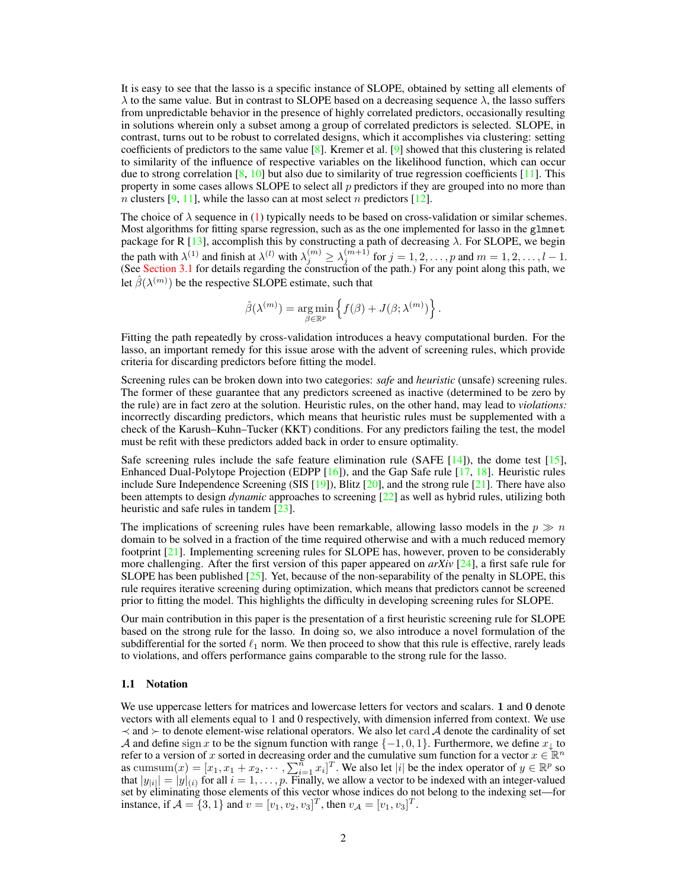It is easy to see that the lasso is a specific instance of SLOPE, obtained by setting all elements of $\lambda$ to the same value. But in contrast to SLOPE based on a decreasing sequence $\lambda$, the lasso suffers from unpredictable behavior in the presence of highly correlated predictors, occasionally resulting in solutions wherein only a subset among a group of correlated predictors is selected. SLOPE, in contrast, turns out to be robust to correlated designs, which it accomplishes via clustering: setting coefficients of predictors to the same value [8]. Kremer et al. [9] showed that this clustering is related to similarity of the influence of respective variables on the likelihood function, which can occur due to strong correlation [8, 10] but also due to similarity of true regression coefficients [11]. This property in some cases allows SLOPE to select all $p$ predictors if they are grouped into no more than $n$ clusters [9, 11], while the lasso can at most select $n$ predictors [12].

The choice of $\lambda$ sequence in (1) typically needs to be based on cross-validation or similar schemes. Most algorithms for fitting sparse regression, such as as the one implemented for lasso in the `glmnet` package for R [13], accomplish this by constructing a path of decreasing $\lambda$. For SLOPE, we begin the path with $\lambda^{(1)}$ and finish at $\lambda^{(l)}$ with $\lambda_j^{(m)} \geq \lambda_j^{(m+1)}$ for $j = 1, 2, \dots, p$ and $m = 1, 2, \dots, l-1$. (See Section 3.1 for details regarding the construction of the path.) For any point along this path, we let $\hat{\beta}(\lambda^{(m)})$ be the respective SLOPE estimate, such that

$$
\hat{\beta}(\lambda^{(m)}) = \operatorname*{arg\,min}_{\beta \in \mathbb{R}^p} \left\{ f(\beta) + J(\beta; \lambda^{(m)}) \right\}.
$$

Fitting the path repeatedly by cross-validation introduces a heavy computational burden. For the lasso, an important remedy for this issue arose with the advent of screening rules, which provide criteria for discarding predictors before fitting the model.

Screening rules can be broken down into two categories: *safe* and *heuristic* (unsafe) screening rules. The former of these guarantee that any predictors screened as inactive (determined to be zero by the rule) are in fact zero at the solution. Heuristic rules, on the other hand, may lead to *violations:* incorrectly discarding predictors, which means that heuristic rules must be supplemented with a check of the Karush–Kuhn–Tucker (KKT) conditions. For any predictors failing the test, the model must be refit with these predictors added back in order to ensure optimality.

Safe screening rules include the safe feature elimination rule (SAFE [14]), the dome test [15], Enhanced Dual-Polytope Projection (EDPP [16]), and the Gap Safe rule [17, 18]. Heuristic rules include Sure Independence Screening (SIS [19]), Blitz [20], and the strong rule [21]. There have also been attempts to design *dynamic* approaches to screening [22] as well as hybrid rules, utilizing both heuristic and safe rules in tandem [23].

The implications of screening rules have been remarkable, allowing lasso models in the $p \gg n$ domain to be solved in a fraction of the time required otherwise and with a much reduced memory footprint [21]. Implementing screening rules for SLOPE has, however, proven to be considerably more challenging. After the first version of this paper appeared on *arXiv* [24], a first safe rule for SLOPE has been published [25]. Yet, because of the non-separability of the penalty in SLOPE, this rule requires iterative screening during optimization, which means that predictors cannot be screened prior to fitting the model. This highlights the difficulty in developing screening rules for SLOPE.

Our main contribution in this paper is the presentation of a first heuristic screening rule for SLOPE based on the strong rule for the lasso. In doing so, we also introduce a novel formulation of the subdifferential for the sorted $\ell_1$ norm. We then proceed to show that this rule is effective, rarely leads to violations, and offers performance gains comparable to the strong rule for the lasso.

### 1.1 Notation

We use uppercase letters for matrices and lowercase letters for vectors and scalars. $\mathbf{1}$ and $\mathbf{0}$ denote vectors with all elements equal to 1 and 0 respectively, with dimension inferred from context. We use $\prec$ and $\succ$ to denote element-wise relational operators. We also let $\operatorname{card} \mathcal{A}$ denote the cardinality of set $\mathcal{A}$ and define $\operatorname{sign} x$ to be the signum function with range $\{-1, 0, 1\}$. Furthermore, we define $x_\downarrow$ to refer to a version of $x$ sorted in decreasing order and the cumulative sum function for a vector $x \in \mathbb{R}^n$ as $\operatorname{cumsum}(x) = [x_1, x_1 + x_2, \cdots, \sum_{i=1}^n x_i]^T$. We also let $|i|$ be the index operator of $y \in \mathbb{R}^p$ so that $|y_{|i|}| = |y|_{(i)}$ for all $i = 1, \dots, p$. Finally, we allow a vector to be indexed with an integer-valued set by eliminating those elements of this vector whose indices do not belong to the indexing set—for instance, if $\mathcal{A} = \{3, 1\}$ and $v = [v_1, v_2, v_3]^T$, then $v_\mathcal{A} = [v_1, v_3]^T$.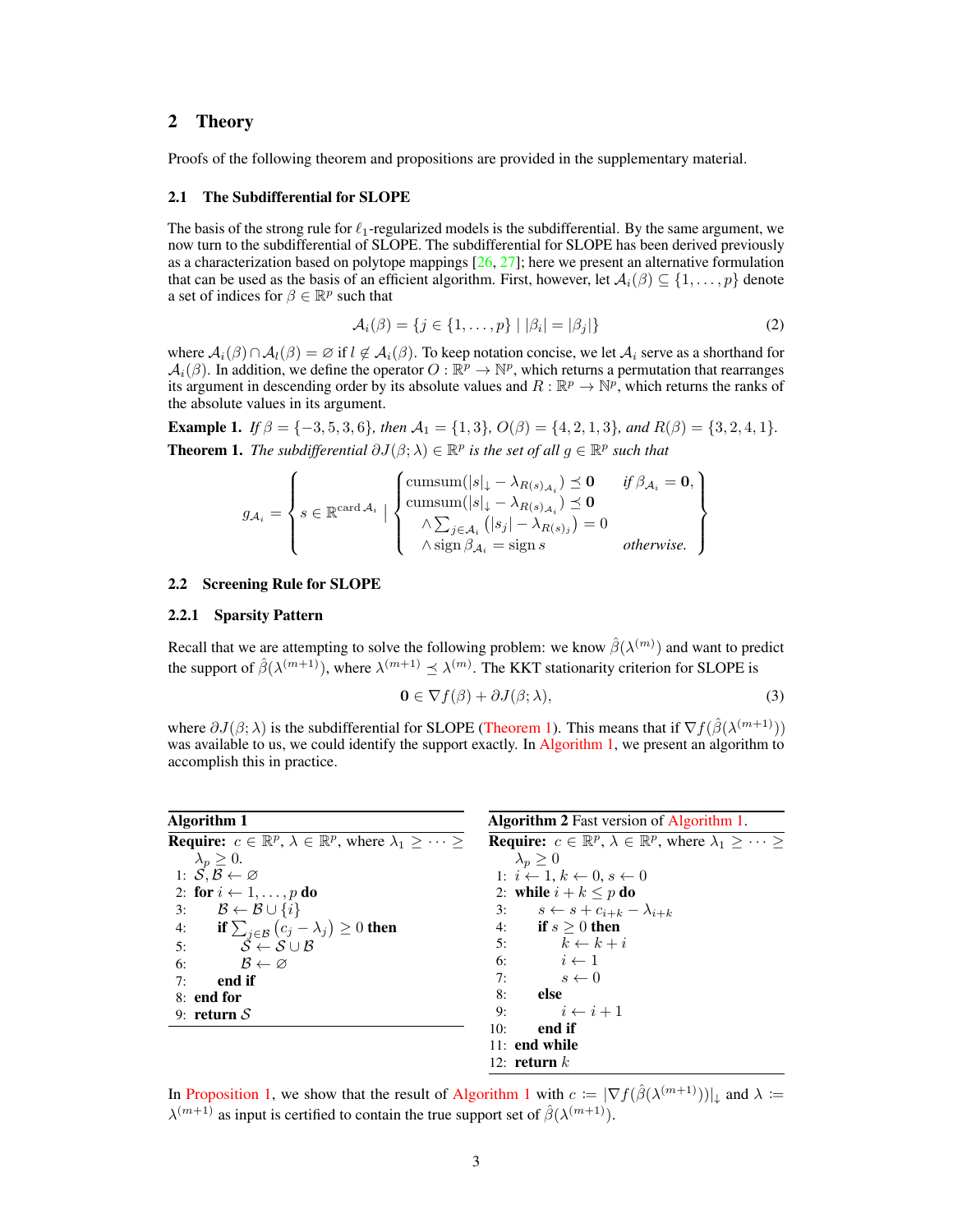## 2 Theory

Proofs of the following theorem and propositions are provided in the supplementary material.

### 2.1 The Subdifferential for SLOPE

The basis of the strong rule for $\ell_1$-regularized models is the subdifferential. By the same argument, we now turn to the subdifferential of SLOPE. The subdifferential for SLOPE has been derived previously as a characterization based on polytope mappings [26, 27]; here we present an alternative formulation that can be used as the basis of an efficient algorithm. First, however, let $\mathcal{A}_i(\beta) \subseteq \{1, \dots, p\}$ denote a set of indices for $\beta \in \mathbb{R}^p$ such that

$$\mathcal{A}_i(\beta) = \{j \in \{1, \dots, p\} \mid |\beta_i| = |\beta_j|\} \tag{2}$$

where $\mathcal{A}_i(\beta) \cap \mathcal{A}_l(\beta) = \varnothing$ if $l \notin \mathcal{A}_i(\beta)$. To keep notation concise, we let $\mathcal{A}_i$ serve as a shorthand for $\mathcal{A}_i(\beta)$. In addition, we define the operator $O : \mathbb{R}^p \to \mathbb{N}^p$, which returns a permutation that rearranges its argument in descending order by its absolute values and $R : \mathbb{R}^p \to \mathbb{N}^p$, which returns the ranks of the absolute values in its argument.

**Example 1.** *If $\beta = \{-3, 5, 3, 6\}$, then $\mathcal{A}_1 = \{1, 3\}$, $O(\beta) = \{4, 2, 1, 3\}$, and $R(\beta) = \{3, 2, 4, 1\}$.*

**Theorem 1.** *The subdifferential $\partial J(\beta; \lambda) \in \mathbb{R}^p$ is the set of all $g \in \mathbb{R}^p$ such that*

$$g_{\mathcal{A}_i} = \left\{ s \in \mathbb{R}^{\operatorname{card} \mathcal{A}_i} \;\middle|\; \begin{cases} \operatorname{cumsum}(|s|_\downarrow - \lambda_{R(s)_{\mathcal{A}_i}}) \preceq \mathbf{0} & \text{if } \beta_{\mathcal{A}_i} = \mathbf{0}, \\ \operatorname{cumsum}(|s|_\downarrow - \lambda_{R(s)_{\mathcal{A}_i}}) \preceq \mathbf{0} & \\ \quad \wedge \sum_{j \in \mathcal{A}_i} \left(|s_j| - \lambda_{R(s)_j}\right) = 0 & \\ \quad \wedge \operatorname{sign} \beta_{\mathcal{A}_i} = \operatorname{sign} s & \text{otherwise.} \end{cases} \right\}$$

### 2.2 Screening Rule for SLOPE

#### 2.2.1 Sparsity Pattern

Recall that we are attempting to solve the following problem: we know $\hat{\beta}(\lambda^{(m)})$ and want to predict the support of $\hat{\beta}(\lambda^{(m+1)})$, where $\lambda^{(m+1)} \preceq \lambda^{(m)}$. The KKT stationarity criterion for SLOPE is

$$\mathbf{0} \in \nabla f(\beta) + \partial J(\beta; \lambda), \tag{3}$$

where $\partial J(\beta; \lambda)$ is the subdifferential for SLOPE (Theorem 1). This means that if $\nabla f(\hat{\beta}(\lambda^{(m+1)}))$ was available to us, we could identify the support exactly. In Algorithm 1, we present an algorithm to accomplish this in practice.

**Algorithm 1**

```
Require: c ∈ ℝ^p, λ ∈ ℝ^p, where λ_1 ≥ ··· ≥ λ_p ≥ 0.
1: S, B ← ∅
2: for i ← 1, ..., p do
3:     B ← B ∪ {i}
4:     if Σ_{j∈B} (c_j − λ_j) ≥ 0 then
5:         S ← S ∪ B
6:         B ← ∅
7:     end if
8: end for
9: return S
```

**Algorithm 2** Fast version of Algorithm 1.

```
Require: c ∈ ℝ^p, λ ∈ ℝ^p, where λ_1 ≥ ··· ≥ λ_p ≥ 0
1: i ← 1, k ← 0, s ← 0
2: while i + k ≤ p do
3:     s ← s + c_{i+k} − λ_{i+k}
4:     if s ≥ 0 then
5:         k ← k + i
6:         i ← 1
7:         s ← 0
8:     else
9:         i ← i + 1
10:    end if
11: end while
12: return k
```

In Proposition 1, we show that the result of Algorithm 1 with $c := |\nabla f(\hat{\beta}(\lambda^{(m+1)}))|_\downarrow$ and $\lambda := \lambda^{(m+1)}$ as input is certified to contain the true support set of $\hat{\beta}(\lambda^{(m+1)})$.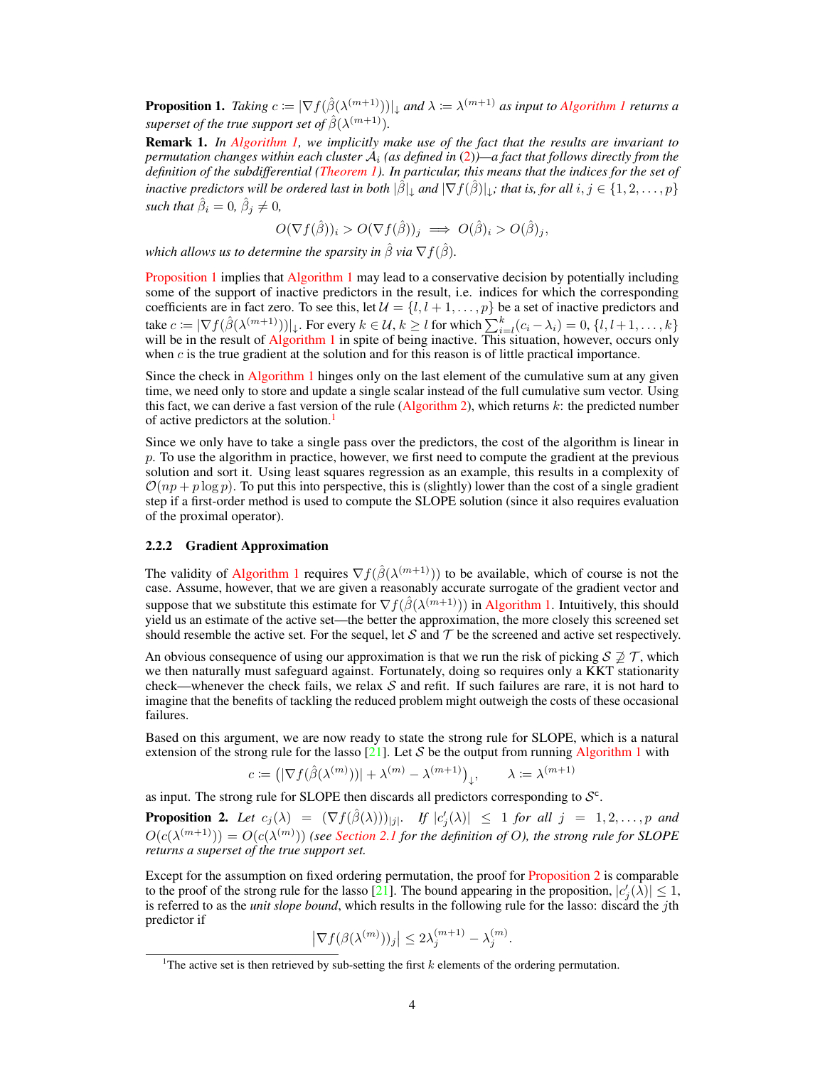**Proposition 1.** *Taking $c \coloneqq |\nabla f(\hat{\beta}(\lambda^{(m+1)}))|_{\downarrow}$ and $\lambda \coloneqq \lambda^{(m+1)}$ as input to Algorithm 1 returns a superset of the true support set of $\hat{\beta}(\lambda^{(m+1)})$.*

**Remark 1.** *In Algorithm 1, we implicitly make use of the fact that the results are invariant to permutation changes within each cluster $\mathcal{A}_i$ (as defined in (2))—a fact that follows directly from the definition of the subdifferential (Theorem 1). In particular, this means that the indices for the set of inactive predictors will be ordered last in both $|\hat{\beta}|_{\downarrow}$ and $|\nabla f(\hat{\beta})|_{\downarrow}$; that is, for all $i, j \in \{1, 2, \ldots, p\}$ such that $\hat{\beta}_i = 0$, $\hat{\beta}_j \neq 0$,*

$$O(\nabla f(\hat{\beta}))_i > O(\nabla f(\hat{\beta}))_j \implies O(\hat{\beta})_i > O(\hat{\beta})_j,$$

*which allows us to determine the sparsity in $\hat{\beta}$ via $\nabla f(\hat{\beta})$.*

Proposition 1 implies that Algorithm 1 may lead to a conservative decision by potentially including some of the support of inactive predictors in the result, i.e. indices for which the corresponding coefficients are in fact zero. To see this, let $\mathcal{U} = \{l, l+1, \ldots, p\}$ be a set of inactive predictors and take $c \coloneqq |\nabla f(\hat{\beta}(\lambda^{(m+1)}))|_{\downarrow}$. For every $k \in \mathcal{U}$, $k \geq l$ for which $\sum_{i=l}^{k}(c_i - \lambda_i) = 0$, $\{l, l+1, \ldots, k\}$ will be in the result of Algorithm 1 in spite of being inactive. This situation, however, occurs only when $c$ is the true gradient at the solution and for this reason is of little practical importance.

Since the check in Algorithm 1 hinges only on the last element of the cumulative sum at any given time, we need only to store and update a single scalar instead of the full cumulative sum vector. Using this fact, we can derive a fast version of the rule (Algorithm 2), which returns $k$: the predicted number of active predictors at the solution.[1]

Since we only have to take a single pass over the predictors, the cost of the algorithm is linear in $p$. To use the algorithm in practice, however, we first need to compute the gradient at the previous solution and sort it. Using least squares regression as an example, this results in a complexity of $\mathcal{O}(np + p \log p)$. To put this into perspective, this is (slightly) lower than the cost of a single gradient step if a first-order method is used to compute the SLOPE solution (since it also requires evaluation of the proximal operator).

### 2.2.2 Gradient Approximation

The validity of Algorithm 1 requires $\nabla f(\hat{\beta}(\lambda^{(m+1)}))$ to be available, which of course is not the case. Assume, however, that we are given a reasonably accurate surrogate of the gradient vector and suppose that we substitute this estimate for $\nabla f(\hat{\beta}(\lambda^{(m+1)}))$ in Algorithm 1. Intuitively, this should yield us an estimate of the active set—the better the approximation, the more closely this screened set should resemble the active set. For the sequel, let $\mathcal{S}$ and $\mathcal{T}$ be the screened and active set respectively.

An obvious consequence of using our approximation is that we run the risk of picking $\mathcal{S} \not\supseteq \mathcal{T}$, which we then naturally must safeguard against. Fortunately, doing so requires only a KKT stationarity check—whenever the check fails, we relax $\mathcal{S}$ and refit. If such failures are rare, it is not hard to imagine that the benefits of tackling the reduced problem might outweigh the costs of these occasional failures.

Based on this argument, we are now ready to state the strong rule for SLOPE, which is a natural extension of the strong rule for the lasso [21]. Let $\mathcal{S}$ be the output from running Algorithm 1 with

$$c \coloneqq \left(|\nabla f(\hat{\beta}(\lambda^{(m)}))| + \lambda^{(m)} - \lambda^{(m+1)}\right)_{\downarrow}, \qquad \lambda \coloneqq \lambda^{(m+1)}$$

as input. The strong rule for SLOPE then discards all predictors corresponding to $\mathcal{S}^{\mathsf{c}}$.

**Proposition 2.** *Let $c_j(\lambda) = (\nabla f(\hat{\beta}(\lambda)))_{|j|}$. If $|c_j'(\lambda)| \leq 1$ for all $j = 1, 2, \ldots, p$ and $O(c(\lambda^{(m+1)})) = O(c(\lambda^{(m)}))$ (see Section 2.1 for the definition of $O$), the strong rule for SLOPE returns a superset of the true support set.*

Except for the assumption on fixed ordering permutation, the proof for Proposition 2 is comparable to the proof of the strong rule for the lasso [21]. The bound appearing in the proposition, $|c_j'(\lambda)| \leq 1$, is referred to as the *unit slope bound*, which results in the following rule for the lasso: discard the $j$th predictor if

$$\left|\nabla f(\beta(\lambda^{(m)}))_j\right| \leq 2\lambda_j^{(m+1)} - \lambda_j^{(m)}.$$

[1] The active set is then retrieved by sub-setting the first $k$ elements of the ordering permutation.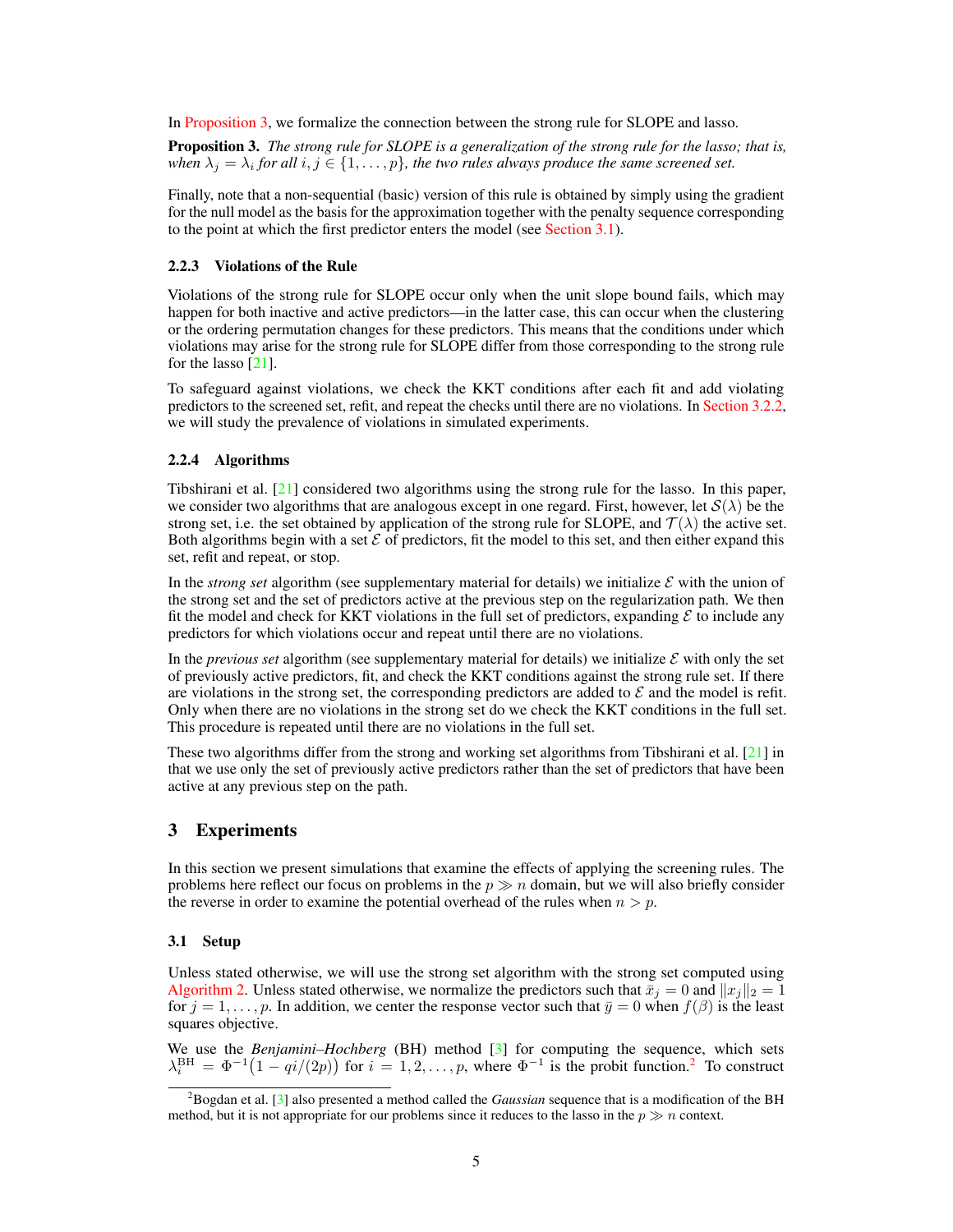In Proposition 3, we formalize the connection between the strong rule for SLOPE and lasso.

**Proposition 3.** *The strong rule for SLOPE is a generalization of the strong rule for the lasso; that is, when $\lambda_j = \lambda_i$ for all $i, j \in \{1, \ldots, p\}$, the two rules always produce the same screened set.*

Finally, note that a non-sequential (basic) version of this rule is obtained by simply using the gradient for the null model as the basis for the approximation together with the penalty sequence corresponding to the point at which the first predictor enters the model (see Section 3.1).

#### 2.2.3 Violations of the Rule

Violations of the strong rule for SLOPE occur only when the unit slope bound fails, which may happen for both inactive and active predictors—in the latter case, this can occur when the clustering or the ordering permutation changes for these predictors. This means that the conditions under which violations may arise for the strong rule for SLOPE differ from those corresponding to the strong rule for the lasso [21].

To safeguard against violations, we check the KKT conditions after each fit and add violating predictors to the screened set, refit, and repeat the checks until there are no violations. In Section 3.2.2, we will study the prevalence of violations in simulated experiments.

#### 2.2.4 Algorithms

Tibshirani et al. [21] considered two algorithms using the strong rule for the lasso. In this paper, we consider two algorithms that are analogous except in one regard. First, however, let $\mathcal{S}(\lambda)$ be the strong set, i.e. the set obtained by application of the strong rule for SLOPE, and $\mathcal{T}(\lambda)$ the active set. Both algorithms begin with a set $\mathcal{E}$ of predictors, fit the model to this set, and then either expand this set, refit and repeat, or stop.

In the *strong set* algorithm (see supplementary material for details) we initialize $\mathcal{E}$ with the union of the strong set and the set of predictors active at the previous step on the regularization path. We then fit the model and check for KKT violations in the full set of predictors, expanding $\mathcal{E}$ to include any predictors for which violations occur and repeat until there are no violations.

In the *previous set* algorithm (see supplementary material for details) we initialize $\mathcal{E}$ with only the set of previously active predictors, fit, and check the KKT conditions against the strong rule set. If there are violations in the strong set, the corresponding predictors are added to $\mathcal{E}$ and the model is refit. Only when there are no violations in the strong set do we check the KKT conditions in the full set. This procedure is repeated until there are no violations in the full set.

These two algorithms differ from the strong and working set algorithms from Tibshirani et al. [21] in that we use only the set of previously active predictors rather than the set of predictors that have been active at any previous step on the path.

## 3 Experiments

In this section we present simulations that examine the effects of applying the screening rules. The problems here reflect our focus on problems in the $p \gg n$ domain, but we will also briefly consider the reverse in order to examine the potential overhead of the rules when $n > p$.

### 3.1 Setup

Unless stated otherwise, we will use the strong set algorithm with the strong set computed using Algorithm 2. Unless stated otherwise, we normalize the predictors such that $\bar{x}_j = 0$ and $\|x_j\|_2 = 1$ for $j = 1, \ldots, p$. In addition, we center the response vector such that $\bar{y} = 0$ when $f(\beta)$ is the least squares objective.

We use the *Benjamini–Hochberg* (BH) method [3] for computing the sequence, which sets $\lambda_i^{\text{BH}} = \Phi^{-1}\big(1 - qi/(2p)\big)$ for $i = 1, 2, \ldots, p$, where $\Phi^{-1}$ is the probit function.[2] To construct

[2]Bogdan et al. [3] also presented a method called the *Gaussian* sequence that is a modification of the BH method, but it is not appropriate for our problems since it reduces to the lasso in the $p \gg n$ context.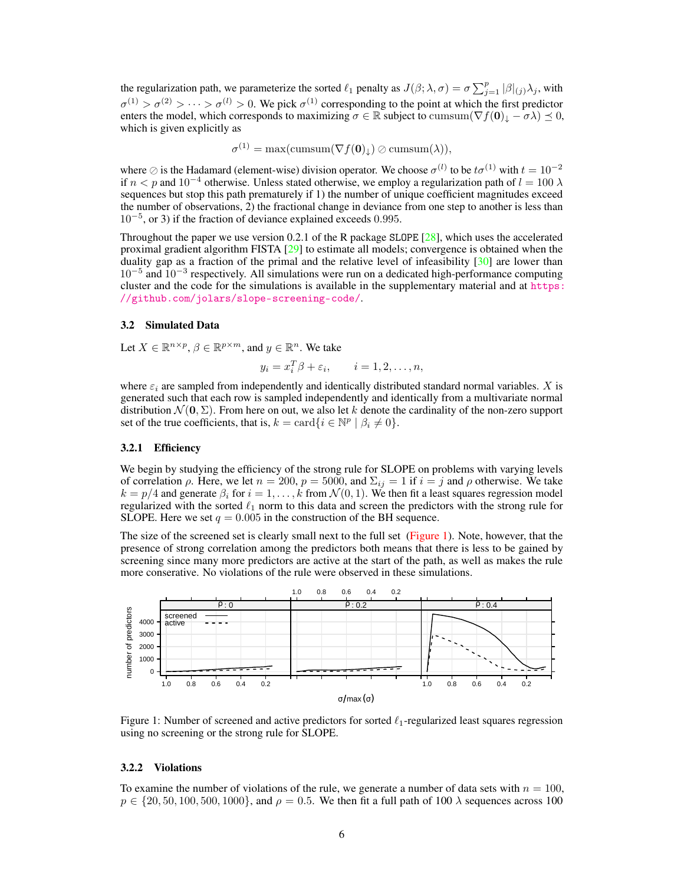the regularization path, we parameterize the sorted $\ell_1$ penalty as $J(\beta; \lambda, \sigma) = \sigma \sum_{j=1}^{p} |\beta|_{(j)} \lambda_j$, with $\sigma^{(1)} > \sigma^{(2)} > \cdots > \sigma^{(l)} > 0$. We pick $\sigma^{(1)}$ corresponding to the point at which the first predictor enters the model, which corresponds to maximizing $\sigma \in \mathbb{R}$ subject to $\operatorname{cumsum}(\nabla f(\mathbf{0})_{\downarrow} - \sigma\lambda) \preceq 0$, which is given explicitly as

$$\sigma^{(1)} = \max(\operatorname{cumsum}(\nabla f(\mathbf{0})_{\downarrow}) \oslash \operatorname{cumsum}(\lambda)),$$

where $\oslash$ is the Hadamard (element-wise) division operator. We choose $\sigma^{(l)}$ to be $t\sigma^{(1)}$ with $t = 10^{-2}$ if $n < p$ and $10^{-4}$ otherwise. Unless stated otherwise, we employ a regularization path of $l = 100$ $\lambda$ sequences but stop this path prematurely if 1) the number of unique coefficient magnitudes exceed the number of observations, 2) the fractional change in deviance from one step to another is less than $10^{-5}$, or 3) if the fraction of deviance explained exceeds $0.995$.

Throughout the paper we use version 0.2.1 of the R package SLOPE [28], which uses the accelerated proximal gradient algorithm FISTA [29] to estimate all models; convergence is obtained when the duality gap as a fraction of the primal and the relative level of infeasibility [30] are lower than $10^{-5}$ and $10^{-3}$ respectively. All simulations were run on a dedicated high-performance computing cluster and the code for the simulations is available in the supplementary material and at https://github.com/jolars/slope-screening-code/.

### 3.2 Simulated Data

Let $X \in \mathbb{R}^{n \times p}$, $\beta \in \mathbb{R}^{p \times m}$, and $y \in \mathbb{R}^n$. We take

$$y_i = x_i^T \beta + \varepsilon_i, \qquad i = 1, 2, \dots, n,$$

where $\varepsilon_i$ are sampled from independently and identically distributed standard normal variables. $X$ is generated such that each row is sampled independently and identically from a multivariate normal distribution $\mathcal{N}(\mathbf{0}, \Sigma)$. From here on out, we also let $k$ denote the cardinality of the non-zero support set of the true coefficients, that is, $k = \operatorname{card}\{i \in \mathbb{N}^p \mid \beta_i \neq 0\}$.

#### 3.2.1 Efficiency

We begin by studying the efficiency of the strong rule for SLOPE on problems with varying levels of correlation $\rho$. Here, we let $n = 200$, $p = 5000$, and $\Sigma_{ij} = 1$ if $i = j$ and $\rho$ otherwise. We take $k = p/4$ and generate $\beta_i$ for $i = 1, \dots, k$ from $\mathcal{N}(0, 1)$. We then fit a least squares regression model regularized with the sorted $\ell_1$ norm to this data and screen the predictors with the strong rule for SLOPE. Here we set $q = 0.005$ in the construction of the BH sequence.

The size of the screened set is clearly small next to the full set (Figure 1). Note, however, that the presence of strong correlation among the predictors both means that there is less to be gained by screening since many more predictors are active at the start of the path, as well as makes the rule more conservative. No violations of the rule were observed in these simulations.

Figure 1: Number of screened and active predictors for sorted $\ell_1$-regularized least squares regression using no screening or the strong rule for SLOPE.

#### 3.2.2 Violations

To examine the number of violations of the rule, we generate a number of data sets with $n = 100$, $p \in \{20, 50, 100, 500, 1000\}$, and $\rho = 0.5$. We then fit a full path of 100 $\lambda$ sequences across 100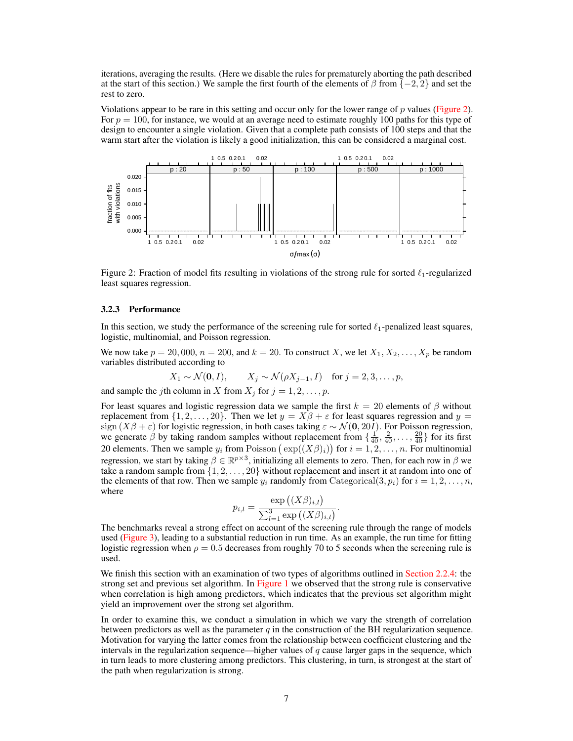iterations, averaging the results. (Here we disable the rules for prematurely aborting the path described at the start of this section.) We sample the first fourth of the elements of $\beta$ from $\{-2, 2\}$ and set the rest to zero.

Violations appear to be rare in this setting and occur only for the lower range of $p$ values (Figure 2). For $p = 100$, for instance, we would at an average need to estimate roughly 100 paths for this type of design to encounter a single violation. Given that a complete path consists of 100 steps and that the warm start after the violation is likely a good initialization, this can be considered a marginal cost.

Figure 2: Fraction of model fits resulting in violations of the strong rule for sorted $\ell_1$-regularized least squares regression.

### 3.2.3 Performance

In this section, we study the performance of the screening rule for sorted $\ell_1$-penalized least squares, logistic, multinomial, and Poisson regression.

We now take $p = 20,000$, $n = 200$, and $k = 20$. To construct $X$, we let $X_1, X_2, \ldots, X_p$ be random variables distributed according to

$$X_1 \sim \mathcal{N}(\mathbf{0}, I), \qquad X_j \sim \mathcal{N}(\rho X_{j-1}, I) \quad \text{for } j = 2, 3, \ldots, p,$$

and sample the $j$th column in $X$ from $X_j$ for $j = 1, 2, \ldots, p$.

For least squares and logistic regression data we sample the first $k = 20$ elements of $\beta$ without replacement from $\{1, 2, \ldots, 20\}$. Then we let $y = X\beta + \varepsilon$ for least squares regression and $y = \operatorname{sign}(X\beta + \varepsilon)$ for logistic regression, in both cases taking $\varepsilon \sim \mathcal{N}(\mathbf{0}, 20I)$. For Poisson regression, we generate $\beta$ by taking random samples without replacement from $\{\frac{1}{40}, \frac{2}{40}, \ldots, \frac{20}{40}\}$ for its first 20 elements. Then we sample $y_i$ from $\operatorname{Poisson}\left(\exp((X\beta)_i)\right)$ for $i = 1, 2, \ldots, n$. For multinomial regression, we start by taking $\beta \in \mathbb{R}^{p \times 3}$, initializing all elements to zero. Then, for each row in $\beta$ we take a random sample from $\{1, 2, \ldots, 20\}$ without replacement and insert it at random into one of the elements of that row. Then we sample $y_i$ randomly from $\operatorname{Categorical}(3, p_i)$ for $i = 1, 2, \ldots, n$, where

$$p_{i,l} = \frac{\exp\left((X\beta)_{i,l}\right)}{\sum_{l=1}^{3} \exp\left((X\beta)_{i,l}\right)}.$$

The benchmarks reveal a strong effect on account of the screening rule through the range of models used (Figure 3), leading to a substantial reduction in run time. As an example, the run time for fitting logistic regression when $\rho = 0.5$ decreases from roughly 70 to 5 seconds when the screening rule is used.

We finish this section with an examination of two types of algorithms outlined in Section 2.2.4: the strong set and previous set algorithm. In Figure 1 we observed that the strong rule is conservative when correlation is high among predictors, which indicates that the previous set algorithm might yield an improvement over the strong set algorithm.

In order to examine this, we conduct a simulation in which we vary the strength of correlation between predictors as well as the parameter $q$ in the construction of the BH regularization sequence. Motivation for varying the latter comes from the relationship between coefficient clustering and the intervals in the regularization sequence—higher values of $q$ cause larger gaps in the sequence, which in turn leads to more clustering among predictors. This clustering, in turn, is strongest at the start of the path when regularization is strong.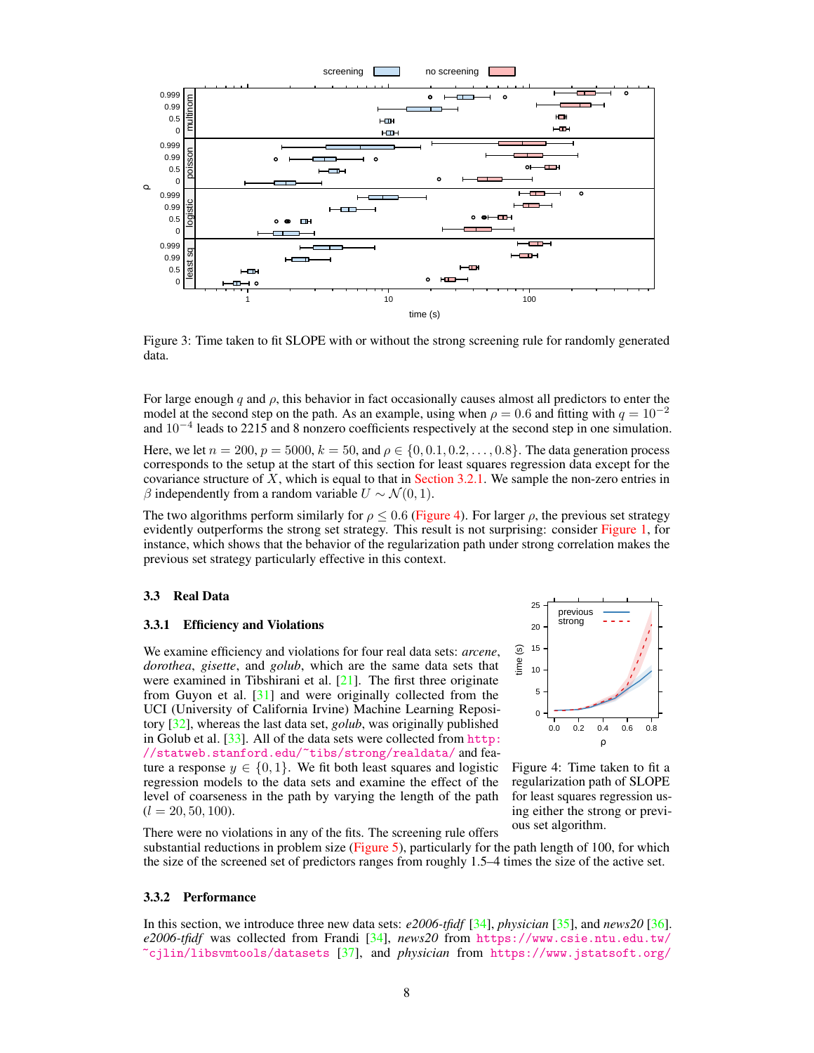Figure 3: Time taken to fit SLOPE with or without the strong screening rule for randomly generated data.

For large enough $q$ and $\rho$, this behavior in fact occasionally causes almost all predictors to enter the model at the second step on the path. As an example, using when $\rho = 0.6$ and fitting with $q = 10^{-2}$ and $10^{-4}$ leads to 2215 and 8 nonzero coefficients respectively at the second step in one simulation.

Here, we let $n = 200$, $p = 5000$, $k = 50$, and $\rho \in \{0, 0.1, 0.2, \ldots, 0.8\}$. The data generation process corresponds to the setup at the start of this section for least squares regression data except for the covariance structure of $X$, which is equal to that in Section 3.2.1. We sample the non-zero entries in $\beta$ independently from a random variable $U \sim \mathcal{N}(0, 1)$.

The two algorithms perform similarly for $\rho \leq 0.6$ (Figure 4). For larger $\rho$, the previous set strategy evidently outperforms the strong set strategy. This result is not surprising: consider Figure 1, for instance, which shows that the behavior of the regularization path under strong correlation makes the previous set strategy particularly effective in this context.

Figure 4: Time taken to fit a regularization path of SLOPE for least squares regression using either the strong or previous set algorithm.

### 3.3 Real Data

#### 3.3.1 Efficiency and Violations

We examine efficiency and violations for four real data sets: *arcene*, *dorothea*, *gisette*, and *golub*, which are the same data sets that were examined in Tibshirani et al. [21]. The first three originate from Guyon et al. [31] and were originally collected from the UCI (University of California Irvine) Machine Learning Repository [32], whereas the last data set, *golub*, was originally published in Golub et al. [33]. All of the data sets were collected from http://statweb.stanford.edu/~tibs/strong/realdata/ and feature a response $y \in \{0, 1\}$. We fit both least squares and logistic regression models to the data sets and examine the effect of the level of coarseness in the path by varying the length of the path ($l = 20, 50, 100$).

There were no violations in any of the fits. The screening rule offers substantial reductions in problem size (Figure 5), particularly for the path length of 100, for which the size of the screened set of predictors ranges from roughly 1.5–4 times the size of the active set.

#### 3.3.2 Performance

In this section, we introduce three new data sets: *e2006-tfidf* [34], *physician* [35], and *news20* [36]. *e2006-tfidf* was collected from Frandi [34], *news20* from https://www.csie.ntu.edu.tw/~cjlin/libsvmtools/datasets [37], and *physician* from https://www.jstatsoft.org/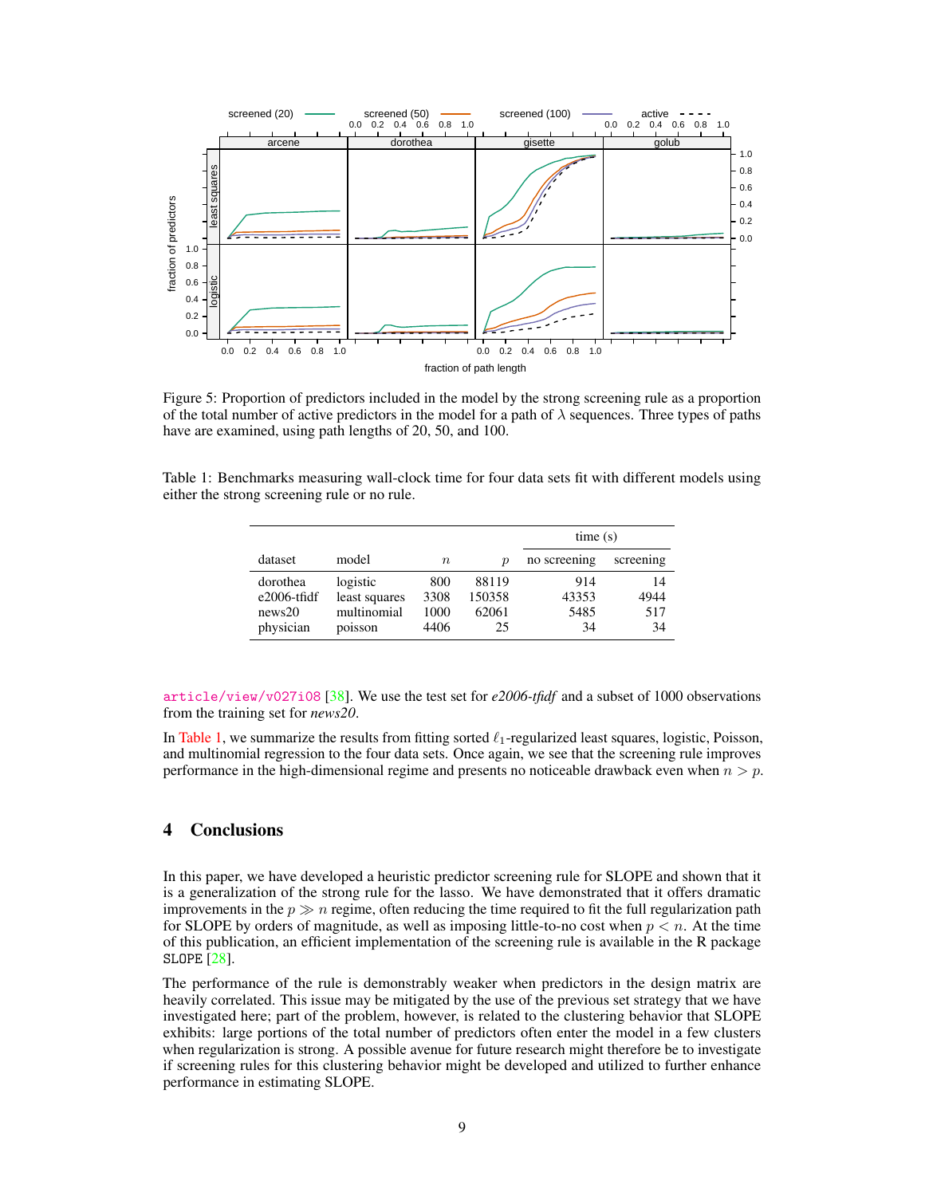Figure 5: Proportion of predictors included in the model by the strong screening rule as a proportion of the total number of active predictors in the model for a path of $\lambda$ sequences. Three types of paths have are examined, using path lengths of 20, 50, and 100.

Table 1: Benchmarks measuring wall-clock time for four data sets fit with different models using either the strong screening rule or no rule.

| | | | | time (s) | |
|---|---|---|---|---|---|
| dataset | model | $n$ | $p$ | no screening | screening |
| dorothea | logistic | 800 | 88119 | 914 | 14 |
| e2006-tfidf | least squares | 3308 | 150358 | 43353 | 4944 |
| news20 | multinomial | 1000 | 62061 | 5485 | 517 |
| physician | poisson | 4406 | 25 | 34 | 34 |

article/view/v027i08 [38]. We use the test set for *e2006-tfidf* and a subset of 1000 observations from the training set for *news20*.

In Table 1, we summarize the results from fitting sorted $\ell_1$-regularized least squares, logistic, Poisson, and multinomial regression to the four data sets. Once again, we see that the screening rule improves performance in the high-dimensional regime and presents no noticeable drawback even when $n > p$.

# 4 Conclusions

In this paper, we have developed a heuristic predictor screening rule for SLOPE and shown that it is a generalization of the strong rule for the lasso. We have demonstrated that it offers dramatic improvements in the $p \gg n$ regime, often reducing the time required to fit the full regularization path for SLOPE by orders of magnitude, as well as imposing little-to-no cost when $p < n$. At the time of this publication, an efficient implementation of the screening rule is available in the R package SLOPE [28].

The performance of the rule is demonstrably weaker when predictors in the design matrix are heavily correlated. This issue may be mitigated by the use of the previous set strategy that we have investigated here; part of the problem, however, is related to the clustering behavior that SLOPE exhibits: large portions of the total number of predictors often enter the model in a few clusters when regularization is strong. A possible avenue for future research might therefore be to investigate if screening rules for this clustering behavior might be developed and utilized to further enhance performance in estimating SLOPE.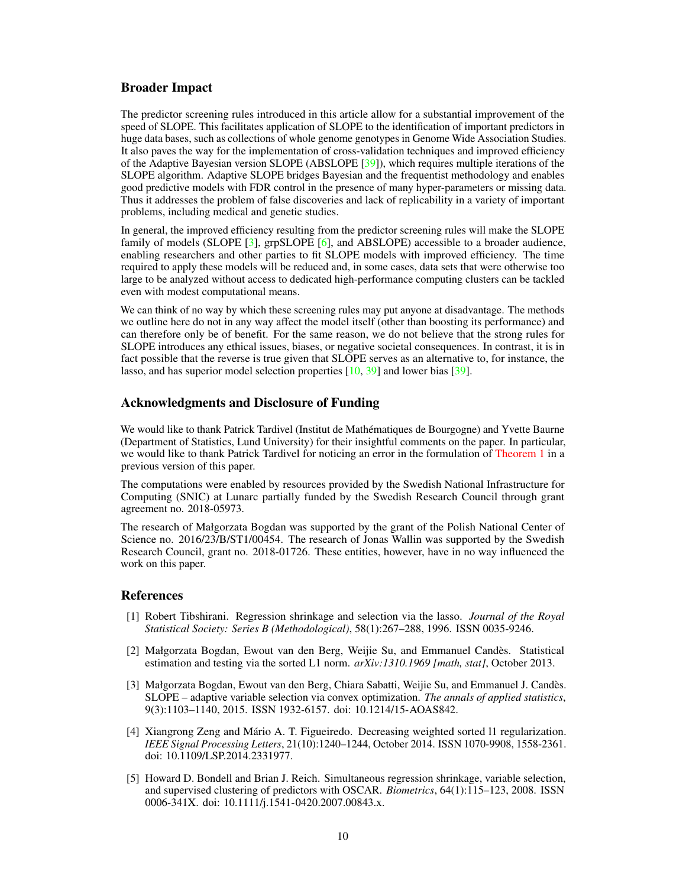## Broader Impact

The predictor screening rules introduced in this article allow for a substantial improvement of the speed of SLOPE. This facilitates application of SLOPE to the identification of important predictors in huge data bases, such as collections of whole genome genotypes in Genome Wide Association Studies. It also paves the way for the implementation of cross-validation techniques and improved efficiency of the Adaptive Bayesian version SLOPE (ABSLOPE [39]), which requires multiple iterations of the SLOPE algorithm. Adaptive SLOPE bridges Bayesian and the frequentist methodology and enables good predictive models with FDR control in the presence of many hyper-parameters or missing data. Thus it addresses the problem of false discoveries and lack of replicability in a variety of important problems, including medical and genetic studies.

In general, the improved efficiency resulting from the predictor screening rules will make the SLOPE family of models (SLOPE [3], grpSLOPE [6], and ABSLOPE) accessible to a broader audience, enabling researchers and other parties to fit SLOPE models with improved efficiency. The time required to apply these models will be reduced and, in some cases, data sets that were otherwise too large to be analyzed without access to dedicated high-performance computing clusters can be tackled even with modest computational means.

We can think of no way by which these screening rules may put anyone at disadvantage. The methods we outline here do not in any way affect the model itself (other than boosting its performance) and can therefore only be of benefit. For the same reason, we do not believe that the strong rules for SLOPE introduces any ethical issues, biases, or negative societal consequences. In contrast, it is in fact possible that the reverse is true given that SLOPE serves as an alternative to, for instance, the lasso, and has superior model selection properties [10, 39] and lower bias [39].

## Acknowledgments and Disclosure of Funding

We would like to thank Patrick Tardivel (Institut de Mathématiques de Bourgogne) and Yvette Baurne (Department of Statistics, Lund University) for their insightful comments on the paper. In particular, we would like to thank Patrick Tardivel for noticing an error in the formulation of Theorem 1 in a previous version of this paper.

The computations were enabled by resources provided by the Swedish National Infrastructure for Computing (SNIC) at Lunarc partially funded by the Swedish Research Council through grant agreement no. 2018-05973.

The research of Małgorzata Bogdan was supported by the grant of the Polish National Center of Science no. 2016/23/B/ST1/00454. The research of Jonas Wallin was supported by the Swedish Research Council, grant no. 2018-01726. These entities, however, have in no way influenced the work on this paper.

## References

[1] Robert Tibshirani. Regression shrinkage and selection via the lasso. *Journal of the Royal Statistical Society: Series B (Methodological)*, 58(1):267–288, 1996. ISSN 0035-9246.

[2] Małgorzata Bogdan, Ewout van den Berg, Weijie Su, and Emmanuel Candès. Statistical estimation and testing via the sorted L1 norm. *arXiv:1310.1969 [math, stat]*, October 2013.

[3] Małgorzata Bogdan, Ewout van den Berg, Chiara Sabatti, Weijie Su, and Emmanuel J. Candès. SLOPE – adaptive variable selection via convex optimization. *The annals of applied statistics*, 9(3):1103–1140, 2015. ISSN 1932-6157. doi: 10.1214/15-AOAS842.

[4] Xiangrong Zeng and Mário A. T. Figueiredo. Decreasing weighted sorted l1 regularization. *IEEE Signal Processing Letters*, 21(10):1240–1244, October 2014. ISSN 1070-9908, 1558-2361. doi: 10.1109/LSP.2014.2331977.

[5] Howard D. Bondell and Brian J. Reich. Simultaneous regression shrinkage, variable selection, and supervised clustering of predictors with OSCAR. *Biometrics*, 64(1):115–123, 2008. ISSN 0006-341X. doi: 10.1111/j.1541-0420.2007.00843.x.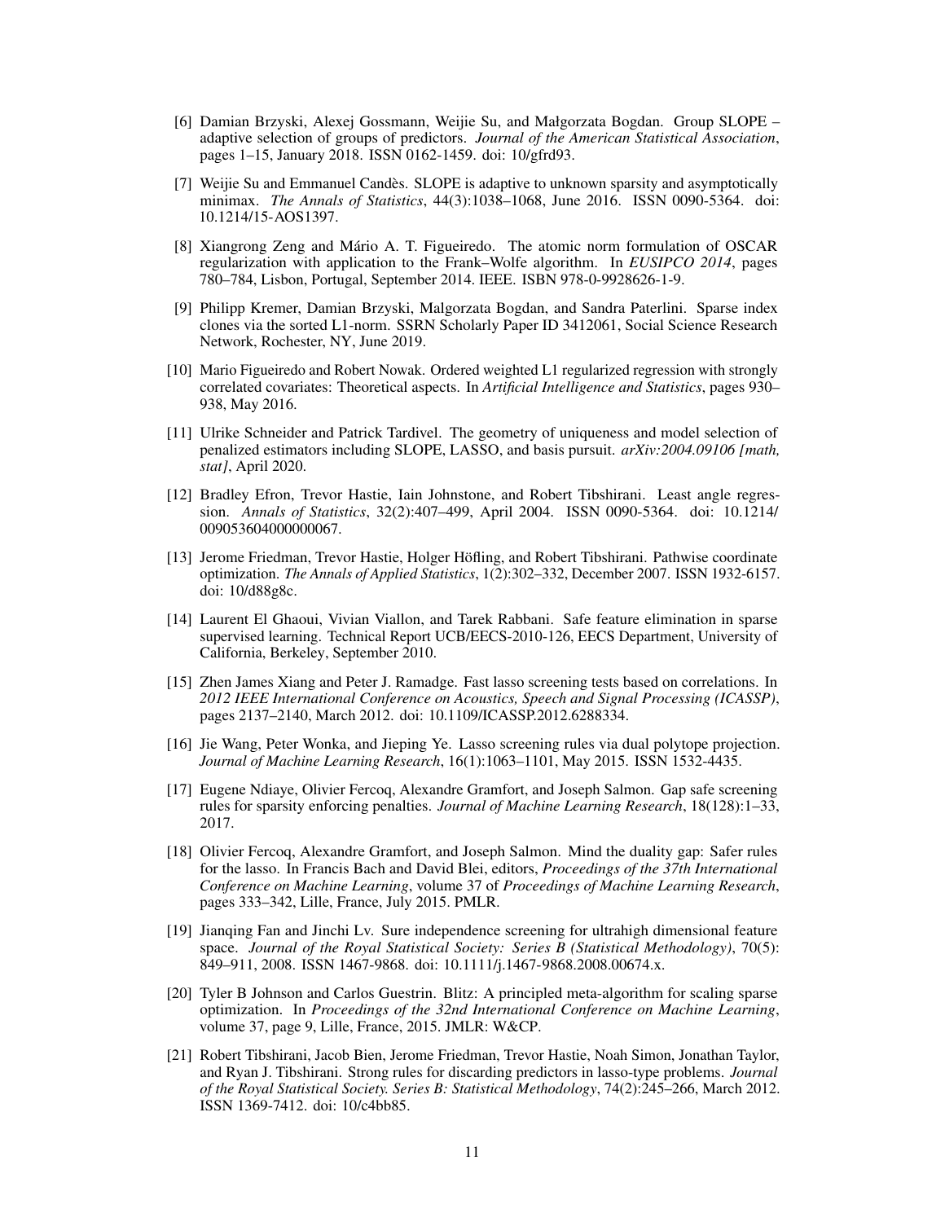[6] Damian Brzyski, Alexej Gossmann, Weijie Su, and Małgorzata Bogdan. Group SLOPE – adaptive selection of groups of predictors. *Journal of the American Statistical Association*, pages 1–15, January 2018. ISSN 0162-1459. doi: 10/gfrd93.

[7] Weijie Su and Emmanuel Candès. SLOPE is adaptive to unknown sparsity and asymptotically minimax. *The Annals of Statistics*, 44(3):1038–1068, June 2016. ISSN 0090-5364. doi: 10.1214/15-AOS1397.

[8] Xiangrong Zeng and Mário A. T. Figueiredo. The atomic norm formulation of OSCAR regularization with application to the Frank–Wolfe algorithm. In *EUSIPCO 2014*, pages 780–784, Lisbon, Portugal, September 2014. IEEE. ISBN 978-0-9928626-1-9.

[9] Philipp Kremer, Damian Brzyski, Malgorzata Bogdan, and Sandra Paterlini. Sparse index clones via the sorted L1-norm. SSRN Scholarly Paper ID 3412061, Social Science Research Network, Rochester, NY, June 2019.

[10] Mario Figueiredo and Robert Nowak. Ordered weighted L1 regularized regression with strongly correlated covariates: Theoretical aspects. In *Artificial Intelligence and Statistics*, pages 930–938, May 2016.

[11] Ulrike Schneider and Patrick Tardivel. The geometry of uniqueness and model selection of penalized estimators including SLOPE, LASSO, and basis pursuit. *arXiv:2004.09106 [math, stat]*, April 2020.

[12] Bradley Efron, Trevor Hastie, Iain Johnstone, and Robert Tibshirani. Least angle regression. *Annals of Statistics*, 32(2):407–499, April 2004. ISSN 0090-5364. doi: 10.1214/009053604000000067.

[13] Jerome Friedman, Trevor Hastie, Holger Höfling, and Robert Tibshirani. Pathwise coordinate optimization. *The Annals of Applied Statistics*, 1(2):302–332, December 2007. ISSN 1932-6157. doi: 10/d88g8c.

[14] Laurent El Ghaoui, Vivian Viallon, and Tarek Rabbani. Safe feature elimination in sparse supervised learning. Technical Report UCB/EECS-2010-126, EECS Department, University of California, Berkeley, September 2010.

[15] Zhen James Xiang and Peter J. Ramadge. Fast lasso screening tests based on correlations. In *2012 IEEE International Conference on Acoustics, Speech and Signal Processing (ICASSP)*, pages 2137–2140, March 2012. doi: 10.1109/ICASSP.2012.6288334.

[16] Jie Wang, Peter Wonka, and Jieping Ye. Lasso screening rules via dual polytope projection. *Journal of Machine Learning Research*, 16(1):1063–1101, May 2015. ISSN 1532-4435.

[17] Eugene Ndiaye, Olivier Fercoq, Alexandre Gramfort, and Joseph Salmon. Gap safe screening rules for sparsity enforcing penalties. *Journal of Machine Learning Research*, 18(128):1–33, 2017.

[18] Olivier Fercoq, Alexandre Gramfort, and Joseph Salmon. Mind the duality gap: Safer rules for the lasso. In Francis Bach and David Blei, editors, *Proceedings of the 37th International Conference on Machine Learning*, volume 37 of *Proceedings of Machine Learning Research*, pages 333–342, Lille, France, July 2015. PMLR.

[19] Jianqing Fan and Jinchi Lv. Sure independence screening for ultrahigh dimensional feature space. *Journal of the Royal Statistical Society: Series B (Statistical Methodology)*, 70(5): 849–911, 2008. ISSN 1467-9868. doi: 10.1111/j.1467-9868.2008.00674.x.

[20] Tyler B Johnson and Carlos Guestrin. Blitz: A principled meta-algorithm for scaling sparse optimization. In *Proceedings of the 32nd International Conference on Machine Learning*, volume 37, page 9, Lille, France, 2015. JMLR: W&CP.

[21] Robert Tibshirani, Jacob Bien, Jerome Friedman, Trevor Hastie, Noah Simon, Jonathan Taylor, and Ryan J. Tibshirani. Strong rules for discarding predictors in lasso-type problems. *Journal of the Royal Statistical Society. Series B: Statistical Methodology*, 74(2):245–266, March 2012. ISSN 1369-7412. doi: 10/c4bb85.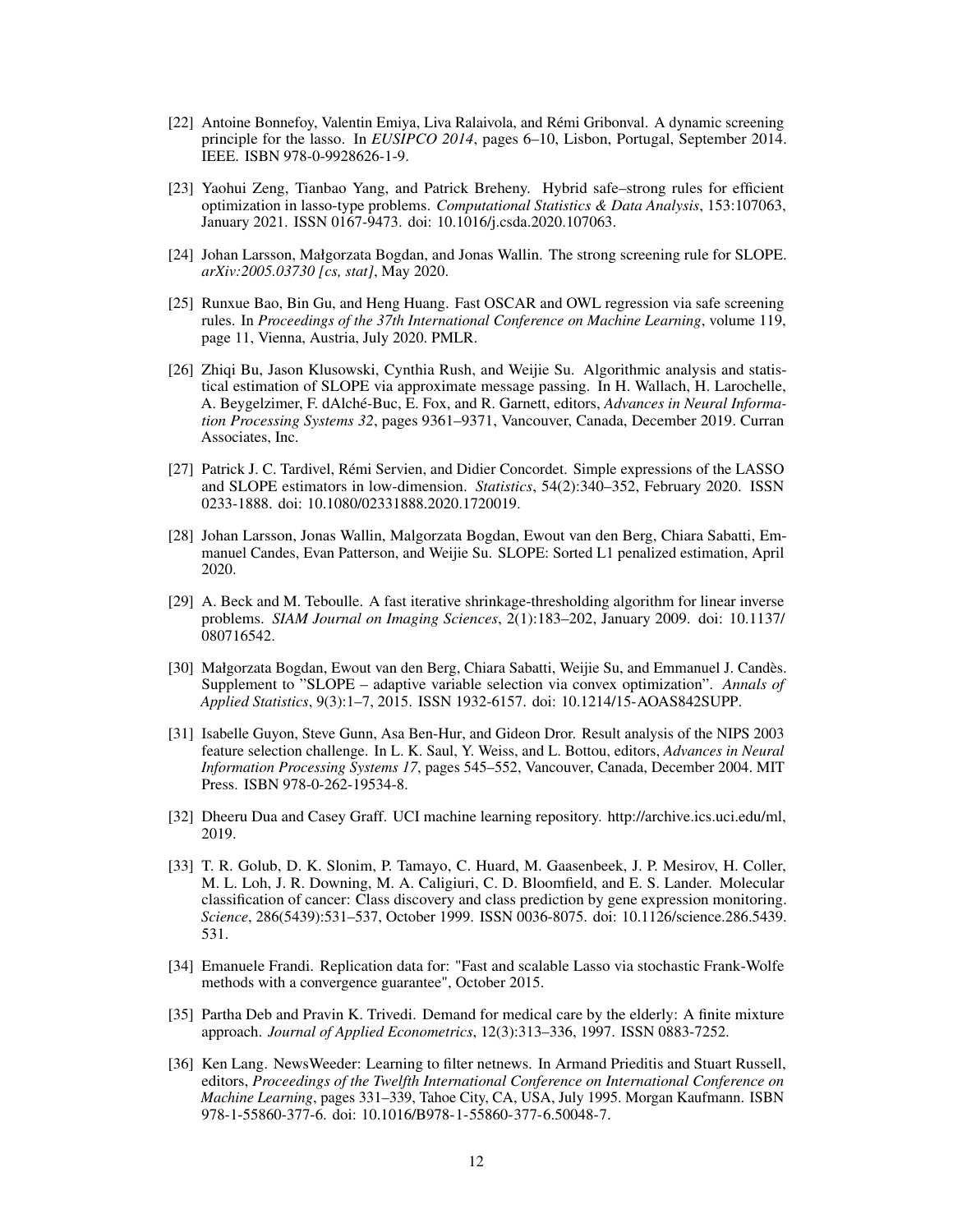[22] Antoine Bonnefoy, Valentin Emiya, Liva Ralaivola, and Rémi Gribonval. A dynamic screening principle for the lasso. In *EUSIPCO 2014*, pages 6–10, Lisbon, Portugal, September 2014. IEEE. ISBN 978-0-9928626-1-9.

[23] Yaohui Zeng, Tianbao Yang, and Patrick Breheny. Hybrid safe–strong rules for efficient optimization in lasso-type problems. *Computational Statistics & Data Analysis*, 153:107063, January 2021. ISSN 0167-9473. doi: 10.1016/j.csda.2020.107063.

[24] Johan Larsson, Małgorzata Bogdan, and Jonas Wallin. The strong screening rule for SLOPE. *arXiv:2005.03730 [cs, stat]*, May 2020.

[25] Runxue Bao, Bin Gu, and Heng Huang. Fast OSCAR and OWL regression via safe screening rules. In *Proceedings of the 37th International Conference on Machine Learning*, volume 119, page 11, Vienna, Austria, July 2020. PMLR.

[26] Zhiqi Bu, Jason Klusowski, Cynthia Rush, and Weijie Su. Algorithmic analysis and statistical estimation of SLOPE via approximate message passing. In H. Wallach, H. Larochelle, A. Beygelzimer, F. dAlché-Buc, E. Fox, and R. Garnett, editors, *Advances in Neural Information Processing Systems 32*, pages 9361–9371, Vancouver, Canada, December 2019. Curran Associates, Inc.

[27] Patrick J. C. Tardivel, Rémi Servien, and Didier Concordet. Simple expressions of the LASSO and SLOPE estimators in low-dimension. *Statistics*, 54(2):340–352, February 2020. ISSN 0233-1888. doi: 10.1080/02331888.2020.1720019.

[28] Johan Larsson, Jonas Wallin, Malgorzata Bogdan, Ewout van den Berg, Chiara Sabatti, Emmanuel Candes, Evan Patterson, and Weijie Su. SLOPE: Sorted L1 penalized estimation, April 2020.

[29] A. Beck and M. Teboulle. A fast iterative shrinkage-thresholding algorithm for linear inverse problems. *SIAM Journal on Imaging Sciences*, 2(1):183–202, January 2009. doi: 10.1137/080716542.

[30] Małgorzata Bogdan, Ewout van den Berg, Chiara Sabatti, Weijie Su, and Emmanuel J. Candès. Supplement to "SLOPE – adaptive variable selection via convex optimization". *Annals of Applied Statistics*, 9(3):1–7, 2015. ISSN 1932-6157. doi: 10.1214/15-AOAS842SUPP.

[31] Isabelle Guyon, Steve Gunn, Asa Ben-Hur, and Gideon Dror. Result analysis of the NIPS 2003 feature selection challenge. In L. K. Saul, Y. Weiss, and L. Bottou, editors, *Advances in Neural Information Processing Systems 17*, pages 545–552, Vancouver, Canada, December 2004. MIT Press. ISBN 978-0-262-19534-8.

[32] Dheeru Dua and Casey Graff. UCI machine learning repository. http://archive.ics.uci.edu/ml, 2019.

[33] T. R. Golub, D. K. Slonim, P. Tamayo, C. Huard, M. Gaasenbeek, J. P. Mesirov, H. Coller, M. L. Loh, J. R. Downing, M. A. Caligiuri, C. D. Bloomfield, and E. S. Lander. Molecular classification of cancer: Class discovery and class prediction by gene expression monitoring. *Science*, 286(5439):531–537, October 1999. ISSN 0036-8075. doi: 10.1126/science.286.5439.531.

[34] Emanuele Frandi. Replication data for: "Fast and scalable Lasso via stochastic Frank-Wolfe methods with a convergence guarantee", October 2015.

[35] Partha Deb and Pravin K. Trivedi. Demand for medical care by the elderly: A finite mixture approach. *Journal of Applied Econometrics*, 12(3):313–336, 1997. ISSN 0883-7252.

[36] Ken Lang. NewsWeeder: Learning to filter netnews. In Armand Prieditis and Stuart Russell, editors, *Proceedings of the Twelfth International Conference on International Conference on Machine Learning*, pages 331–339, Tahoe City, CA, USA, July 1995. Morgan Kaufmann. ISBN 978-1-55860-377-6. doi: 10.1016/B978-1-55860-377-6.50048-7.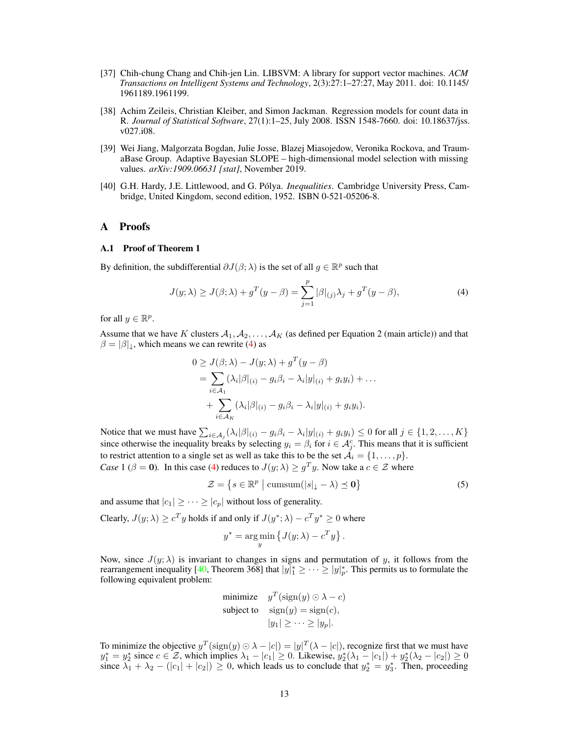[37] Chih-chung Chang and Chih-jen Lin. LIBSVM: A library for support vector machines. *ACM Transactions on Intelligent Systems and Technology*, 2(3):27:1–27:27, May 2011. doi: 10.1145/1961189.1961199.

[38] Achim Zeileis, Christian Kleiber, and Simon Jackman. Regression models for count data in R. *Journal of Statistical Software*, 27(1):1–25, July 2008. ISSN 1548-7660. doi: 10.18637/jss.v027.i08.

[39] Wei Jiang, Malgorzata Bogdan, Julie Josse, Blazej Miasojedow, Veronika Rockova, and TraumaBase Group. Adaptive Bayesian SLOPE – high-dimensional model selection with missing values. *arXiv:1909.06631 [stat]*, November 2019.

[40] G.H. Hardy, J.E. Littlewood, and G. Pólya. *Inequalities*. Cambridge University Press, Cambridge, United Kingdom, second edition, 1952. ISBN 0-521-05206-8.

# A Proofs

## A.1 Proof of Theorem 1

By definition, the subdifferential $\partial J(\beta; \lambda)$ is the set of all $g \in \mathbb{R}^p$ such that

$$J(y; \lambda) \geq J(\beta; \lambda) + g^T(y - \beta) = \sum_{j=1}^{p} |\beta|_{(j)} \lambda_j + g^T(y - \beta), \tag{4}$$

for all $y \in \mathbb{R}^p$.

Assume that we have $K$ clusters $\mathcal{A}_1, \mathcal{A}_2, \dots, \mathcal{A}_K$ (as defined per Equation 2 (main article)) and that $\beta = |\beta|_\downarrow$, which means we can rewrite (4) as

$$\begin{aligned}
0 &\geq J(\beta; \lambda) - J(y; \lambda) + g^T(y - \beta) \\
&= \sum_{i \in \mathcal{A}_1} (\lambda_i |\beta|_{(i)} - g_i \beta_i - \lambda_i |y|_{(i)} + g_i y_i) + \dots \\
&\quad + \sum_{i \in \mathcal{A}_K} (\lambda_i |\beta|_{(i)} - g_i \beta_i - \lambda_i |y|_{(i)} + g_i y_i).
\end{aligned}$$

Notice that we must have $\sum_{i \in \mathcal{A}_j} (\lambda_i |\beta|_{(i)} - g_i \beta_i - \lambda_i |y|_{(i)} + g_i y_i) \leq 0$ for all $j \in \{1, 2, \dots, K\}$ since otherwise the inequality breaks by selecting $y_i = \beta_i$ for $i \in \mathcal{A}_j^c$. This means that it is sufficient to restrict attention to a single set as well as take this to be the set $\mathcal{A}_i = \{1, \dots, p\}$.

*Case* 1 ($\beta = \mathbf{0}$). In this case (4) reduces to $J(y; \lambda) \geq g^T y$. Now take a $c \in \mathcal{Z}$ where

$$\mathcal{Z} = \left\{ s \in \mathbb{R}^p \;\middle|\; \operatorname{cumsum}(|s|_\downarrow - \lambda) \preceq \mathbf{0} \right\} \tag{5}$$

and assume that $|c_1| \geq \dots \geq |c_p|$ without loss of generality.

Clearly, $J(y; \lambda) \geq c^T y$ holds if and only if $J(y^*; \lambda) - c^T y^* \geq 0$ where

$$y^* = \arg\min_y \left\{ J(y; \lambda) - c^T y \right\}.$$

Now, since $J(y; \lambda)$ is invariant to changes in signs and permutation of $y$, it follows from the rearrangement inequality [40, Theorem 368] that $|y|_1^* \geq \dots \geq |y|_p^*$. This permits us to formulate the following equivalent problem:

$$\begin{aligned}
\text{minimize} \quad & y^T(\operatorname{sign}(y) \odot \lambda - c) \\
\text{subject to} \quad & \operatorname{sign}(y) = \operatorname{sign}(c), \\
& |y_1| \geq \dots \geq |y_p|.
\end{aligned}$$

To minimize the objective $y^T(\operatorname{sign}(y) \odot \lambda - |c|) = |y|^T(\lambda - |c|)$, recognize first that we must have $y_1^* = y_2^*$ since $c \in \mathcal{Z}$, which implies $\lambda_1 - |c_1| \geq 0$. Likewise, $y_2^*(\lambda_1 - |c_1|) + y_2^*(\lambda_2 - |c_2|) \geq 0$ since $\lambda_1 + \lambda_2 - (|c_1| + |c_2|) \geq 0$, which leads us to conclude that $y_2^* = y_3^*$. Then, proceeding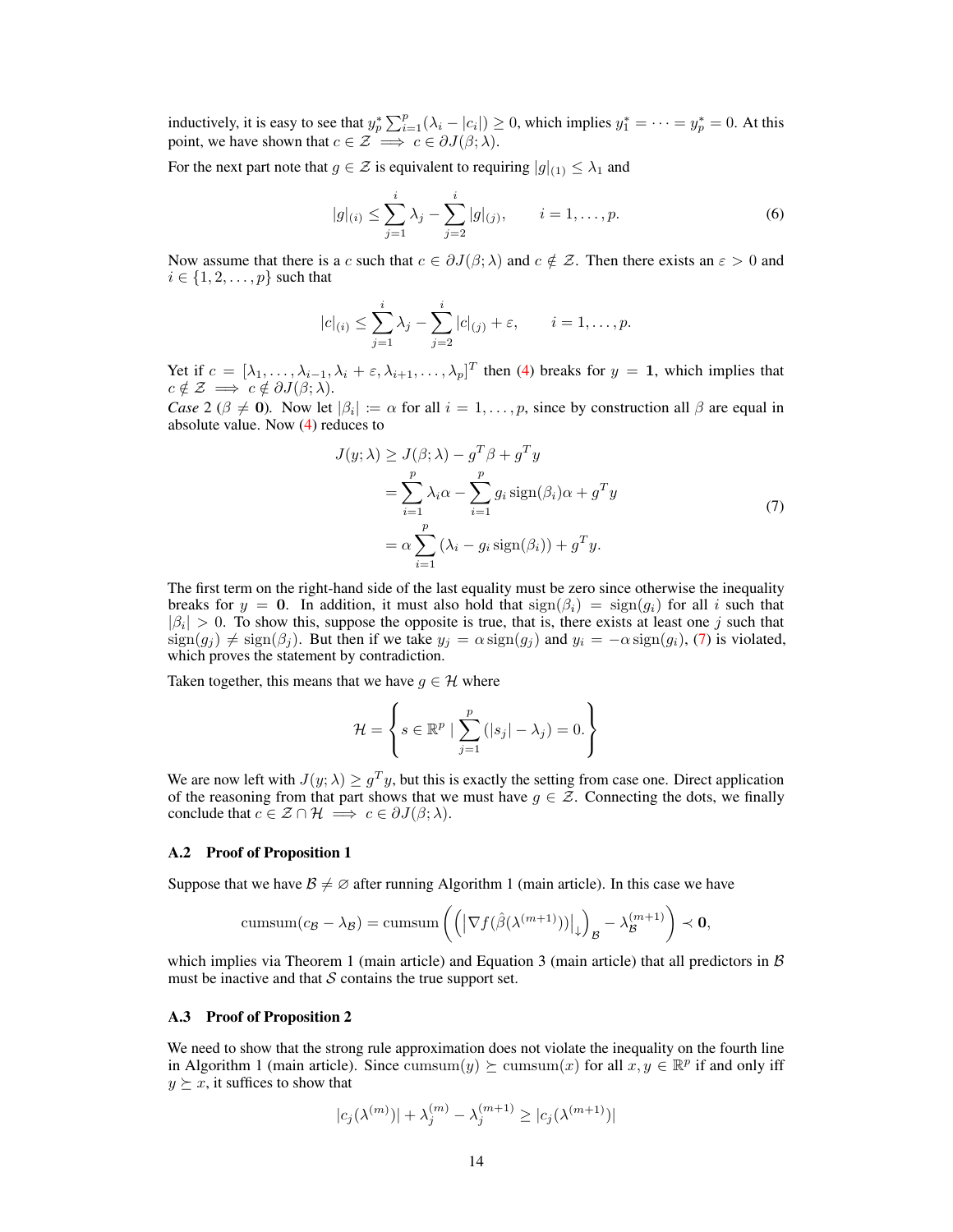inductively, it is easy to see that $y_p^* \sum_{i=1}^p (\lambda_i - |c_i|) \geq 0$, which implies $y_1^* = \cdots = y_p^* = 0$. At this point, we have shown that $c \in \mathcal{Z} \implies c \in \partial J(\beta; \lambda)$.

For the next part note that $g \in \mathcal{Z}$ is equivalent to requiring $|g|_{(1)} \leq \lambda_1$ and

$$
|g|_{(i)} \leq \sum_{j=1}^{i} \lambda_j - \sum_{j=2}^{i} |g|_{(j)}, \qquad i = 1, \dots, p. \tag{6}
$$

Now assume that there is a $c$ such that $c \in \partial J(\beta; \lambda)$ and $c \notin \mathcal{Z}$. Then there exists an $\varepsilon > 0$ and $i \in \{1, 2, \dots, p\}$ such that

$$
|c|_{(i)} \leq \sum_{j=1}^{i} \lambda_j - \sum_{j=2}^{i} |c|_{(j)} + \varepsilon, \qquad i = 1, \dots, p.
$$

Yet if $c = [\lambda_1, \dots, \lambda_{i-1}, \lambda_i + \varepsilon, \lambda_{i+1}, \dots, \lambda_p]^T$ then (4) breaks for $y = \mathbf{1}$, which implies that $c \notin \mathcal{Z} \implies c \notin \partial J(\beta; \lambda)$.

*Case* 2 ($\beta \neq \mathbf{0}$). Now let $|\beta_i| \coloneqq \alpha$ for all $i = 1, \dots, p$, since by construction all $\beta$ are equal in absolute value. Now (4) reduces to

$$
\begin{aligned}
J(y; \lambda) &\geq J(\beta; \lambda) - g^T \beta + g^T y \\
&= \sum_{i=1}^{p} \lambda_i \alpha - \sum_{i=1}^{p} g_i \operatorname{sign}(\beta_i) \alpha + g^T y \\
&= \alpha \sum_{i=1}^{p} (\lambda_i - g_i \operatorname{sign}(\beta_i)) + g^T y.
\end{aligned} \tag{7}
$$

The first term on the right-hand side of the last equality must be zero since otherwise the inequality breaks for $y = \mathbf{0}$. In addition, it must also hold that $\operatorname{sign}(\beta_i) = \operatorname{sign}(g_i)$ for all $i$ such that $|\beta_i| > 0$. To show this, suppose the opposite is true, that is, there exists at least one $j$ such that $\operatorname{sign}(g_j) \neq \operatorname{sign}(\beta_j)$. But then if we take $y_j = \alpha \operatorname{sign}(g_j)$ and $y_i = -\alpha \operatorname{sign}(g_i)$, (7) is violated, which proves the statement by contradiction.

Taken together, this means that we have $g \in \mathcal{H}$ where

$$
\mathcal{H} = \left\{ s \in \mathbb{R}^p \mid \sum_{j=1}^{p} (|s_j| - \lambda_j) = 0. \right\}
$$

We are now left with $J(y; \lambda) \geq g^T y$, but this is exactly the setting from case one. Direct application of the reasoning from that part shows that we must have $g \in \mathcal{Z}$. Connecting the dots, we finally conclude that $c \in \mathcal{Z} \cap \mathcal{H} \implies c \in \partial J(\beta; \lambda)$.

### A.2 Proof of Proposition 1

Suppose that we have $\mathcal{B} \neq \varnothing$ after running Algorithm 1 (main article). In this case we have

$$
\operatorname{cumsum}(c_{\mathcal{B}} - \lambda_{\mathcal{B}}) = \operatorname{cumsum}\left( \left( \left| \nabla f(\hat{\beta}(\lambda^{(m+1)})) \right|_{\downarrow} \right)_{\mathcal{B}} - \lambda_{\mathcal{B}}^{(m+1)} \right) \prec \mathbf{0},
$$

which implies via Theorem 1 (main article) and Equation 3 (main article) that all predictors in $\mathcal{B}$ must be inactive and that $\mathcal{S}$ contains the true support set.

### A.3 Proof of Proposition 2

We need to show that the strong rule approximation does not violate the inequality on the fourth line in Algorithm 1 (main article). Since $\operatorname{cumsum}(y) \succeq \operatorname{cumsum}(x)$ for all $x, y \in \mathbb{R}^p$ if and only iff $y \succeq x$, it suffices to show that

$$
|c_j(\lambda^{(m)})| + \lambda_j^{(m)} - \lambda_j^{(m+1)} \geq |c_j(\lambda^{(m+1)})|
$$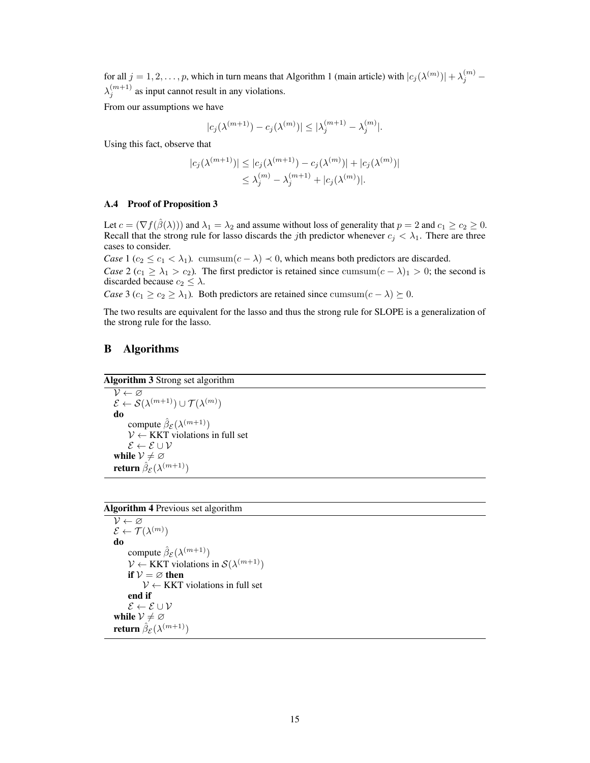for all $j = 1, 2, \ldots, p$, which in turn means that Algorithm 1 (main article) with $|c_j(\lambda^{(m)})| + \lambda_j^{(m)} - \lambda_j^{(m+1)}$ as input cannot result in any violations.

From our assumptions we have

$$|c_j(\lambda^{(m+1)}) - c_j(\lambda^{(m)})| \leq |\lambda_j^{(m+1)} - \lambda_j^{(m)}|.$$

Using this fact, observe that

$$\begin{aligned}|c_j(\lambda^{(m+1)})| &\leq |c_j(\lambda^{(m+1)}) - c_j(\lambda^{(m)})| + |c_j(\lambda^{(m)})| \\ &\leq \lambda_j^{(m)} - \lambda_j^{(m+1)} + |c_j(\lambda^{(m)})|.\end{aligned}$$

### A.4 Proof of Proposition 3

Let $c = (\nabla f(\hat{\beta}(\lambda)))$ and $\lambda_1 = \lambda_2$ and assume without loss of generality that $p = 2$ and $c_1 \geq c_2 \geq 0$. Recall that the strong rule for lasso discards the $j$th predictor whenever $c_j < \lambda_1$. There are three cases to consider.

*Case* 1 ($c_2 \leq c_1 < \lambda_1$). $\operatorname{cumsum}(c - \lambda) \prec 0$, which means both predictors are discarded.

*Case* 2 ($c_1 \geq \lambda_1 > c_2$). The first predictor is retained since $\operatorname{cumsum}(c - \lambda)_1 > 0$; the second is discarded because $c_2 \leq \lambda$.

*Case* 3 ($c_1 \geq c_2 \geq \lambda_1$). Both predictors are retained since $\operatorname{cumsum}(c - \lambda) \succeq 0$.

The two results are equivalent for the lasso and thus the strong rule for SLOPE is a generalization of the strong rule for the lasso.

## B Algorithms

**Algorithm 3** Strong set algorithm

$\mathcal{V} \leftarrow \varnothing$
$\mathcal{E} \leftarrow \mathcal{S}(\lambda^{(m+1)}) \cup \mathcal{T}(\lambda^{(m)})$
**do**
  compute $\hat{\beta}_{\mathcal{E}}(\lambda^{(m+1)})$
  $\mathcal{V} \leftarrow$ KKT violations in full set
  $\mathcal{E} \leftarrow \mathcal{E} \cup \mathcal{V}$
**while** $\mathcal{V} \neq \varnothing$
**return** $\hat{\beta}_{\mathcal{E}}(\lambda^{(m+1)})$

**Algorithm 4** Previous set algorithm

$\mathcal{V} \leftarrow \varnothing$
$\mathcal{E} \leftarrow \mathcal{T}(\lambda^{(m)})$
**do**
  compute $\hat{\beta}_{\mathcal{E}}(\lambda^{(m+1)})$
  $\mathcal{V} \leftarrow$ KKT violations in $\mathcal{S}(\lambda^{(m+1)})$
  **if** $\mathcal{V} = \varnothing$ **then**
    $\mathcal{V} \leftarrow$ KKT violations in full set
  **end if**
  $\mathcal{E} \leftarrow \mathcal{E} \cup \mathcal{V}$
**while** $\mathcal{V} \neq \varnothing$
**return** $\hat{\beta}_{\mathcal{E}}(\lambda^{(m+1)})$